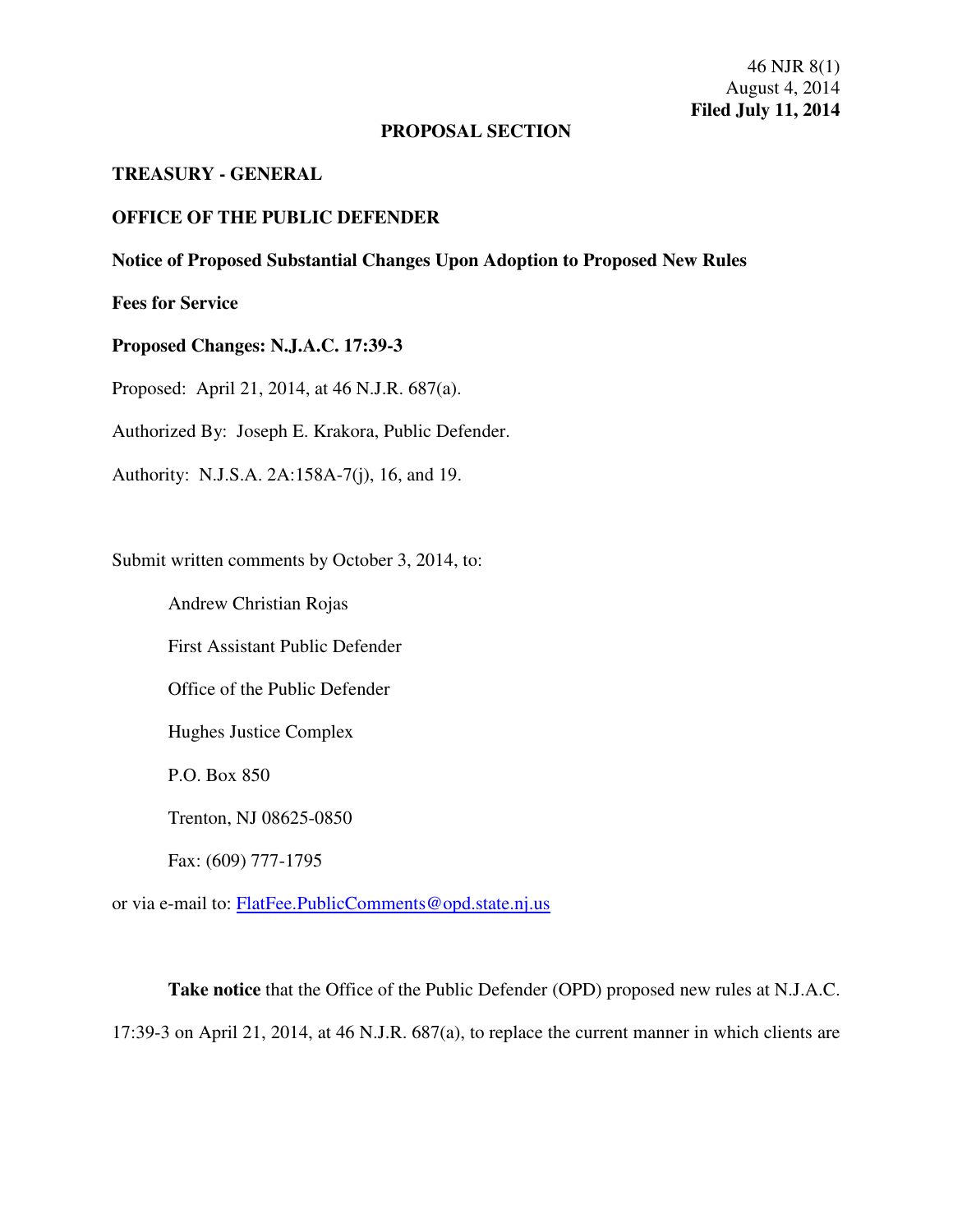46 NJR 8(1)
August 4, 2014
**Filed July 11, 2014**

**PROPOSAL SECTION**

**TREASURY - GENERAL**

**OFFICE OF THE PUBLIC DEFENDER**

**Notice of Proposed Substantial Changes Upon Adoption to Proposed New Rules**

**Fees for Service**

**Proposed Changes: N.J.A.C. 17:39-3**

Proposed: April 21, 2014, at 46 N.J.R. 687(a).

Authorized By: Joseph E. Krakora, Public Defender.

Authority: N.J.S.A. 2A:158A-7(j), 16, and 19.

Submit written comments by October 3, 2014, to:

Andrew Christian Rojas
First Assistant Public Defender
Office of the Public Defender
Hughes Justice Complex
P.O. Box 850
Trenton, NJ 08625-0850
Fax: (609) 777-1795

or via e-mail to: FlatFee.PublicComments@opd.state.nj.us

**Take notice** that the Office of the Public Defender (OPD) proposed new rules at N.J.A.C. 17:39-3 on April 21, 2014, at 46 N.J.R. 687(a), to replace the current manner in which clients are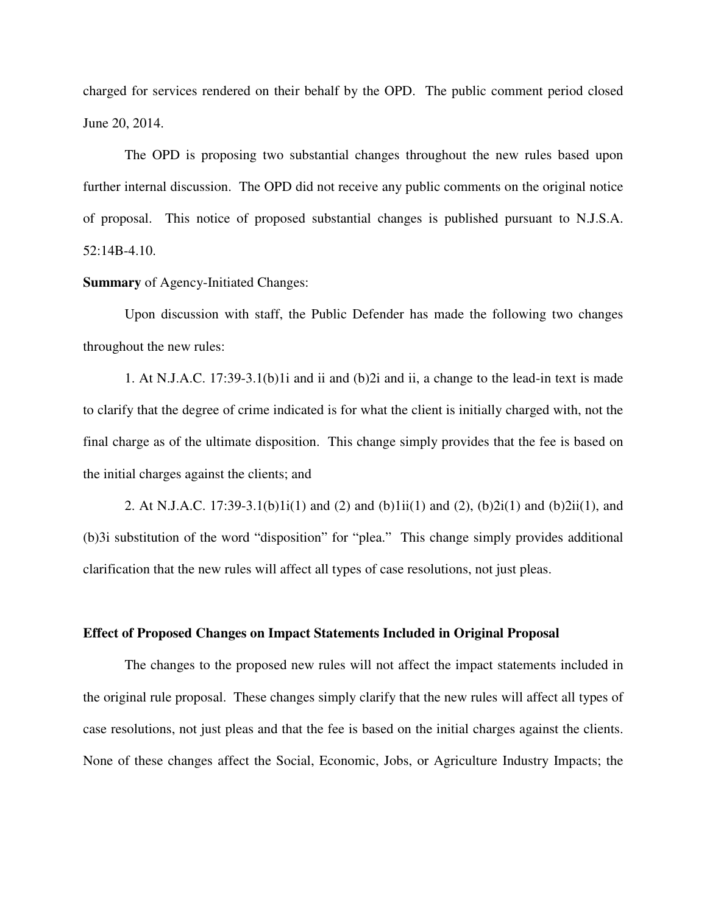charged for services rendered on their behalf by the OPD. The public comment period closed June 20, 2014.

The OPD is proposing two substantial changes throughout the new rules based upon further internal discussion. The OPD did not receive any public comments on the original notice of proposal. This notice of proposed substantial changes is published pursuant to N.J.S.A. 52:14B-4.10.

**Summary** of Agency-Initiated Changes:

Upon discussion with staff, the Public Defender has made the following two changes throughout the new rules:

1. At N.J.A.C. 17:39-3.1(b)1i and ii and (b)2i and ii, a change to the lead-in text is made to clarify that the degree of crime indicated is for what the client is initially charged with, not the final charge as of the ultimate disposition. This change simply provides that the fee is based on the initial charges against the clients; and

2. At N.J.A.C. 17:39-3.1(b)1i(1) and (2) and (b)1ii(1) and (2), (b)2i(1) and (b)2ii(1), and (b)3i substitution of the word "disposition" for "plea." This change simply provides additional clarification that the new rules will affect all types of case resolutions, not just pleas.

**Effect of Proposed Changes on Impact Statements Included in Original Proposal**

The changes to the proposed new rules will not affect the impact statements included in the original rule proposal. These changes simply clarify that the new rules will affect all types of case resolutions, not just pleas and that the fee is based on the initial charges against the clients. None of these changes affect the Social, Economic, Jobs, or Agriculture Industry Impacts; the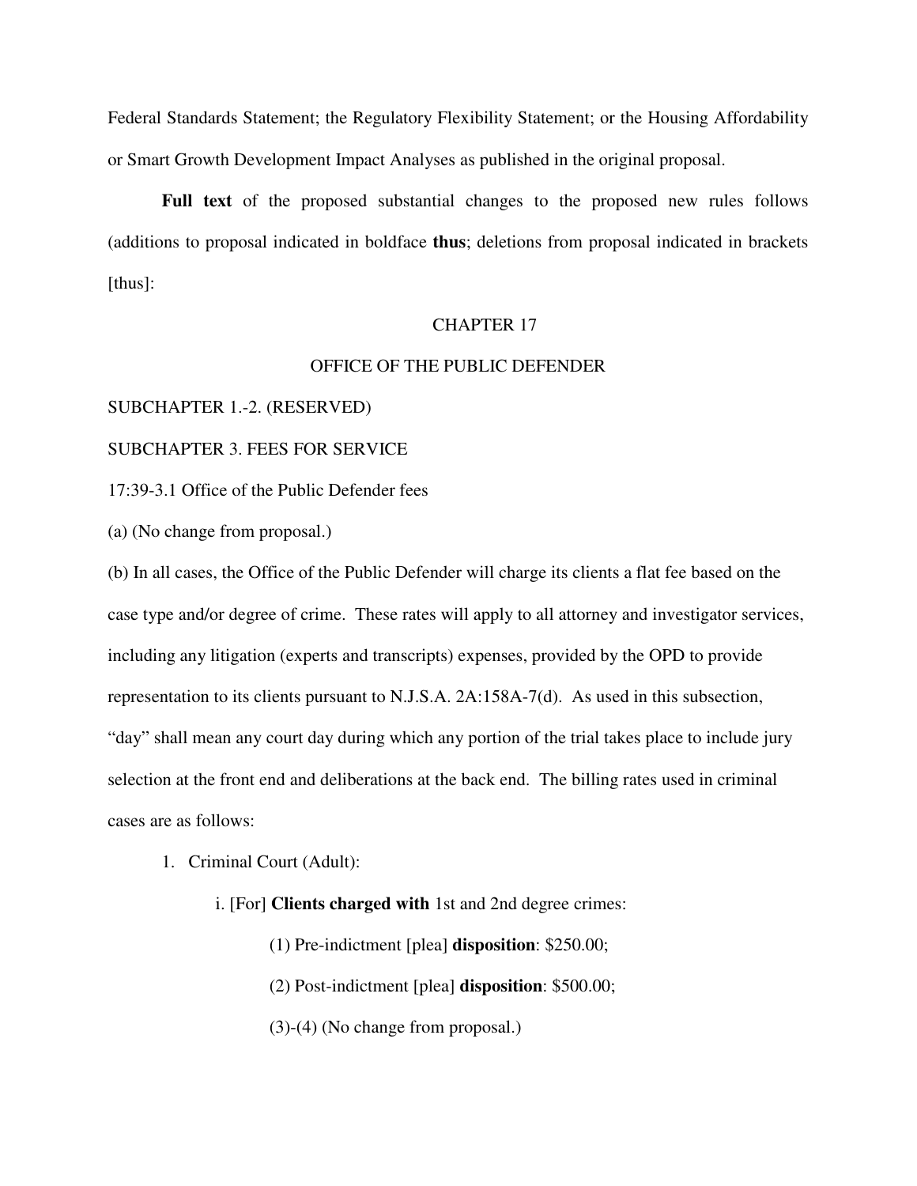Federal Standards Statement; the Regulatory Flexibility Statement; or the Housing Affordability or Smart Growth Development Impact Analyses as published in the original proposal.

**Full text** of the proposed substantial changes to the proposed new rules follows (additions to proposal indicated in boldface **thus**; deletions from proposal indicated in brackets [thus]:

CHAPTER 17

OFFICE OF THE PUBLIC DEFENDER

SUBCHAPTER 1.-2. (RESERVED)

SUBCHAPTER 3. FEES FOR SERVICE

17:39-3.1 Office of the Public Defender fees

(a) (No change from proposal.)

(b) In all cases, the Office of the Public Defender will charge its clients a flat fee based on the case type and/or degree of crime. These rates will apply to all attorney and investigator services, including any litigation (experts and transcripts) expenses, provided by the OPD to provide representation to its clients pursuant to N.J.S.A. 2A:158A-7(d). As used in this subsection, "day" shall mean any court day during which any portion of the trial takes place to include jury selection at the front end and deliberations at the back end. The billing rates used in criminal cases are as follows:

1. Criminal Court (Adult):

   i. [For] **Clients charged with** 1st and 2nd degree crimes:

      (1) Pre-indictment [plea] **disposition**: $250.00;

      (2) Post-indictment [plea] **disposition**: $500.00;

      (3)-(4) (No change from proposal.)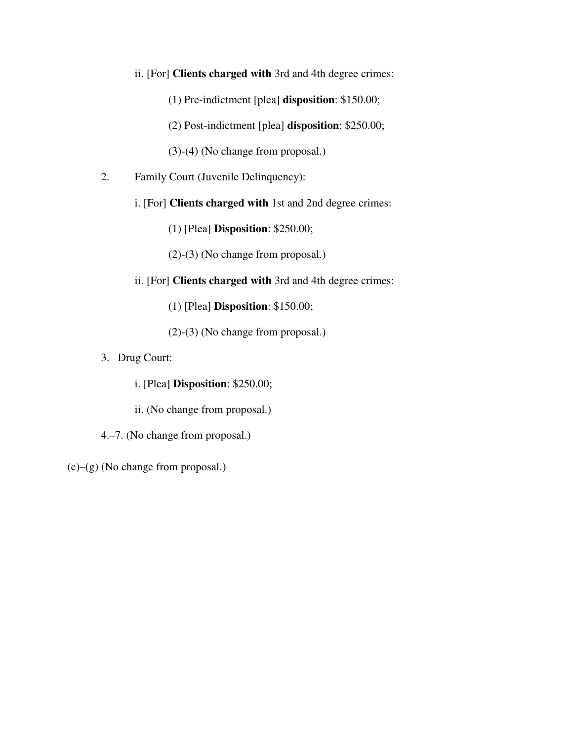ii. [For] **Clients charged with** 3rd and 4th degree crimes:

(1) Pre-indictment [plea] **disposition**: $150.00;

(2) Post-indictment [plea] **disposition**: $250.00;

(3)-(4) (No change from proposal.)

2. Family Court (Juvenile Delinquency):

i. [For] **Clients charged with** 1st and 2nd degree crimes:

(1) [Plea] **Disposition**: $250.00;

(2)-(3) (No change from proposal.)

ii. [For] **Clients charged with** 3rd and 4th degree crimes:

(1) [Plea] **Disposition**: $150.00;

(2)-(3) (No change from proposal.)

3. Drug Court:

i. [Plea] **Disposition**: $250.00;

ii. (No change from proposal.)

4.–7. (No change from proposal.)

(c)–(g) (No change from proposal.)